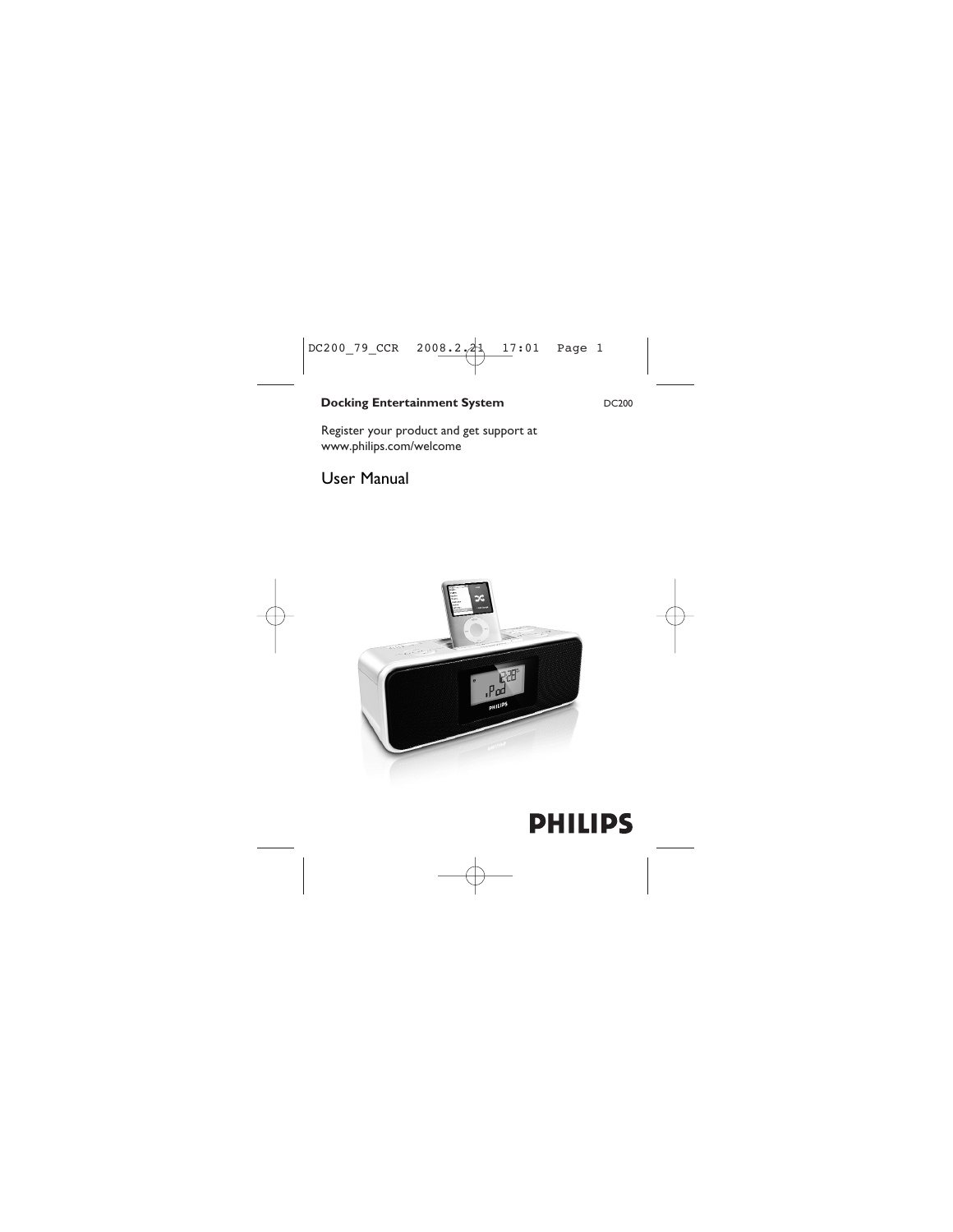**Docking Entertainment System** DC200

Register your product and get support at
www.philips.com/welcome

# User Manual

PHILIPS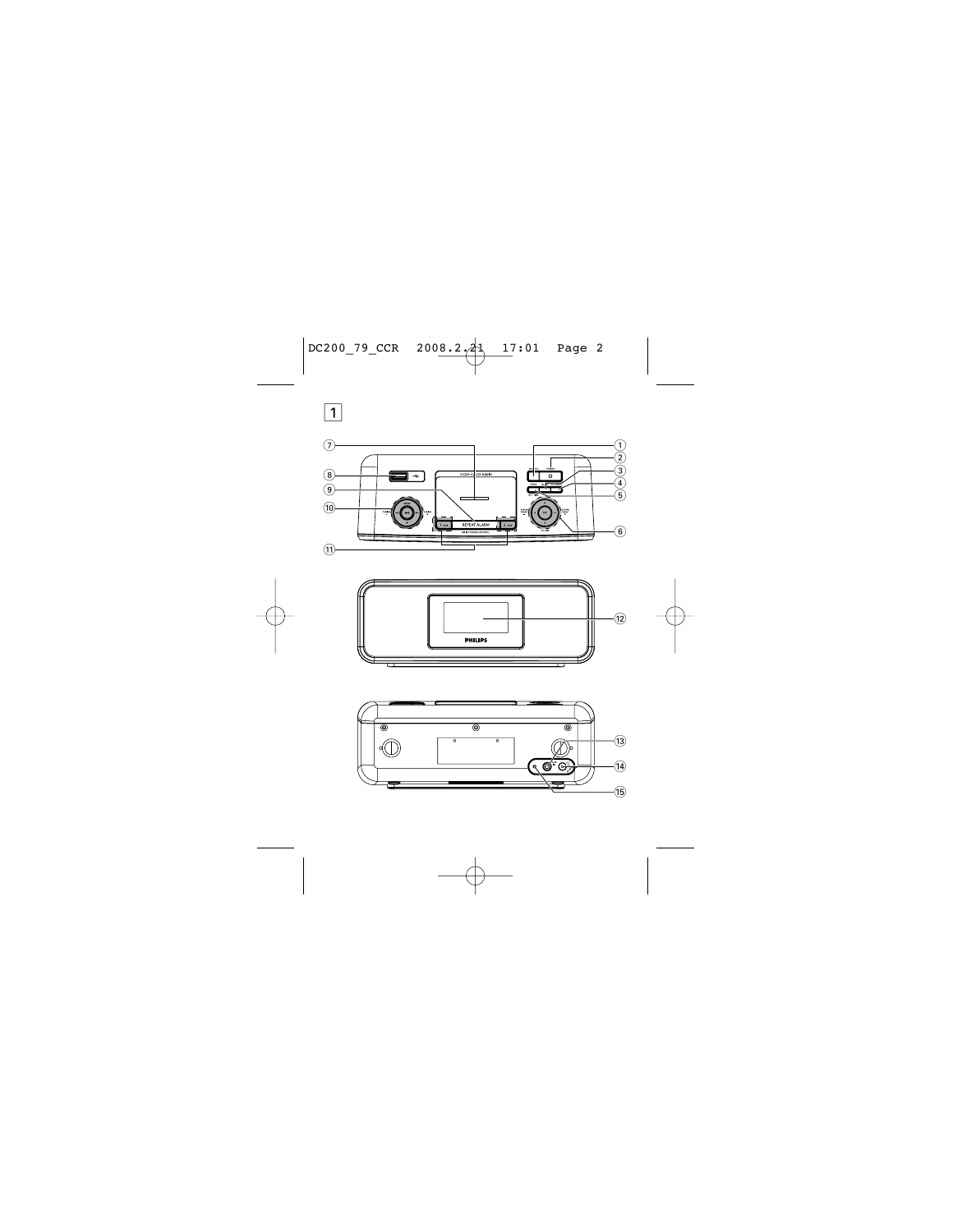1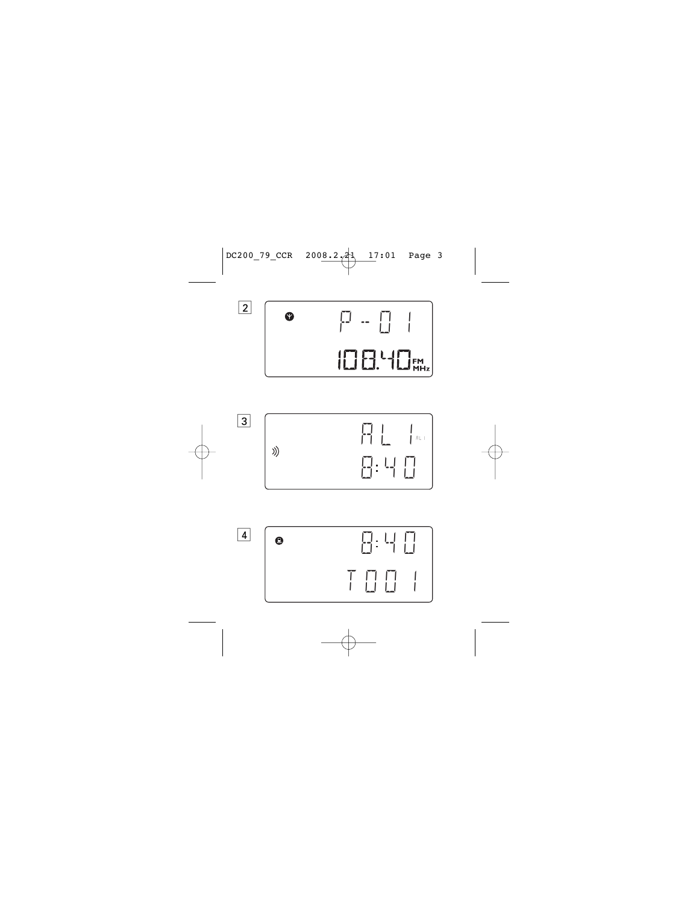2

P - 01

108.40 FM MHz

3

AL 1

8:40

4

8:40

T 001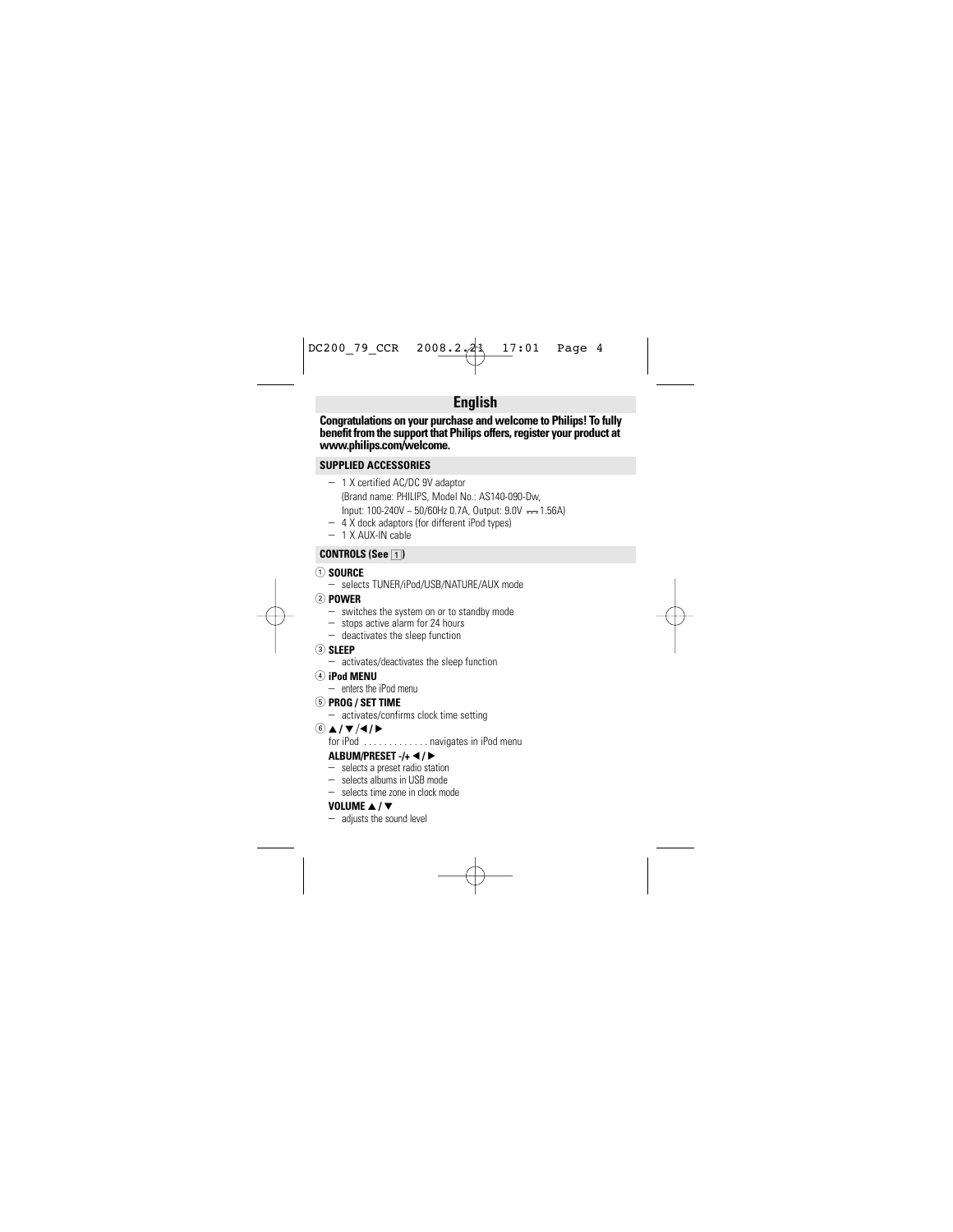# English

**Congratulations on your purchase and welcome to Philips! To fully benefit from the support that Philips offers, register your product at www.philips.com/welcome.**

## SUPPLIED ACCESSORIES

- 1 X certified AC/DC 9V adaptor
  (Brand name: PHILIPS, Model No.: AS140-090-Dw,
  Input: 100-240V ~ 50/60Hz 0.7A, Output: 9.0V ⎓ 1.56A)
- 4 X dock adaptors (for different iPod types)
- 1 X AUX-IN cable

## CONTROLS (See 1)

1. **SOURCE**
   - selects TUNER/iPod/USB/NATURE/AUX mode
2. **POWER**
   - switches the system on or to standby mode
   - stops active alarm for 24 hours
   - deactivates the sleep function
3. **SLEEP**
   - activates/deactivates the sleep function
4. **iPod MENU**
   - enters the iPod menu
5. **PROG / SET TIME**
   - activates/confirms clock time setting
6. **▲ / ▼ /◀ / ▶**

   for iPod . . . . . . . . . . . . . navigates in iPod menu

   **ALBUM/PRESET -/+ ◀ / ▶**
   - selects a preset radio station
   - selects albums in USB mode
   - selects time zone in clock mode

   **VOLUME ▲ / ▼**
   - adjusts the sound level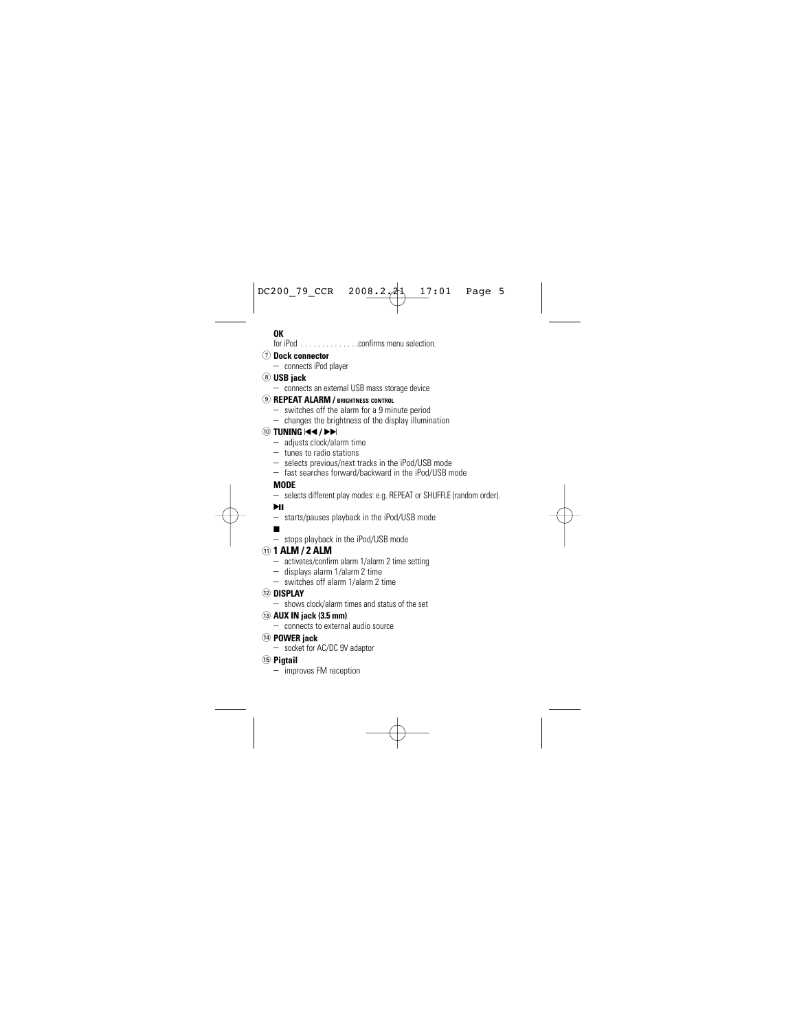**OK**

for iPod . . . . . . . . . . . . . .confirms menu selection.

⑦ **Dock connector**
- connects iPod player

⑧ **USB jack**
- connects an external USB mass storage device

⑨ **REPEAT ALARM / BRIGHTNESS CONTROL**
- switches off the alarm for a 9 minute period
- changes the brightness of the display illumination

⑩ **TUNING ⏮ / ⏭**
- adjusts clock/alarm time
- tunes to radio stations
- selects previous/next tracks in the iPod/USB mode
- fast searches forward/backward in the iPod/USB mode

**MODE**
- selects different play modes: e.g. REPEAT or SHUFFLE (random order).

**▶II**
- starts/pauses playback in the iPod/USB mode

**■**
- stops playback in the iPod/USB mode

⑪ **1 ALM / 2 ALM**
- activates/confirm alarm 1/alarm 2 time setting
- displays alarm 1/alarm 2 time
- switches off alarm 1/alarm 2 time

⑫ **DISPLAY**
- shows clock/alarm times and status of the set

⑬ **AUX IN jack (3.5 mm)**
- connects to external audio source

⑭ **POWER jack**
- socket for AC/DC 9V adaptor

⑮ **Pigtail**
- improves FM reception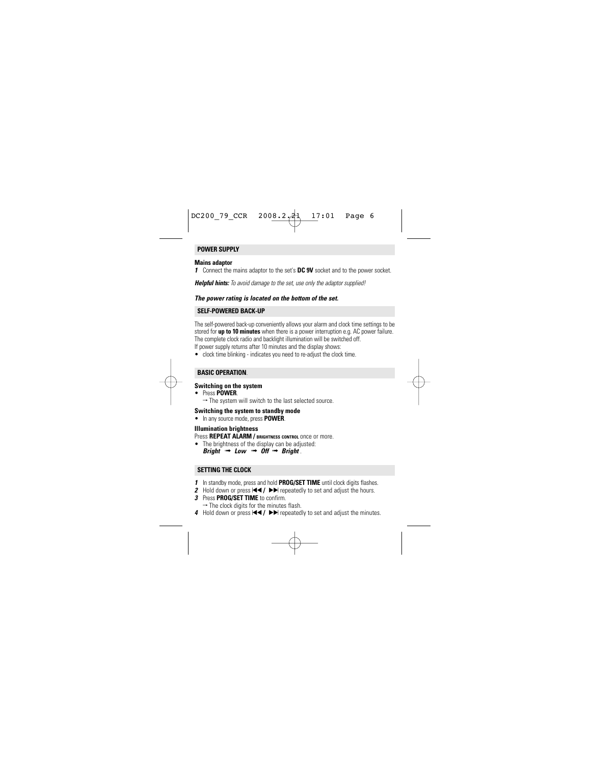## POWER SUPPLY

**Mains adaptor**

*1* Connect the mains adaptor to the set's **DC 9V** socket and to the power socket.

***Helpful hints:*** *To avoid damage to the set, use only the adaptor supplied!*

***The power rating is located on the bottom of the set.***

## SELF-POWERED BACK-UP

The self-powered back-up conveniently allows your alarm and clock time settings to be stored for **up to 10 minutes** when there is a power interruption e.g. AC power failure. The complete clock radio and backlight illumination will be switched off.
If power supply returns after 10 minutes and the display shows:

- clock time blinking - indicates you need to re-adjust the clock time.

## BASIC OPERATION.

**Switching on the system**

- Press **POWER**.
  → The system will switch to the last selected source.

**Switching the system to standby mode**

- In any source mode, press **POWER**.

**Illumination brightness**

Press **REPEAT ALARM / BRIGHTNESS CONTROL** once or more.

- The brightness of the display can be adjusted:
  ***Bright*** → ***Low*** → ***Off*** → ***Bright***.

## SETTING THE CLOCK

*1* In standby mode, press and hold **PROG/SET TIME** until clock digits flashes.

*2* Hold down or press ◄◄ / ►► repeatedly to set and adjust the hours.

*3* Press **PROG/SET TIME** to confirm.
→ The clock digits for the minutes flash.

*4* Hold down or press ◄◄ / ►► repeatedly to set and adjust the minutes.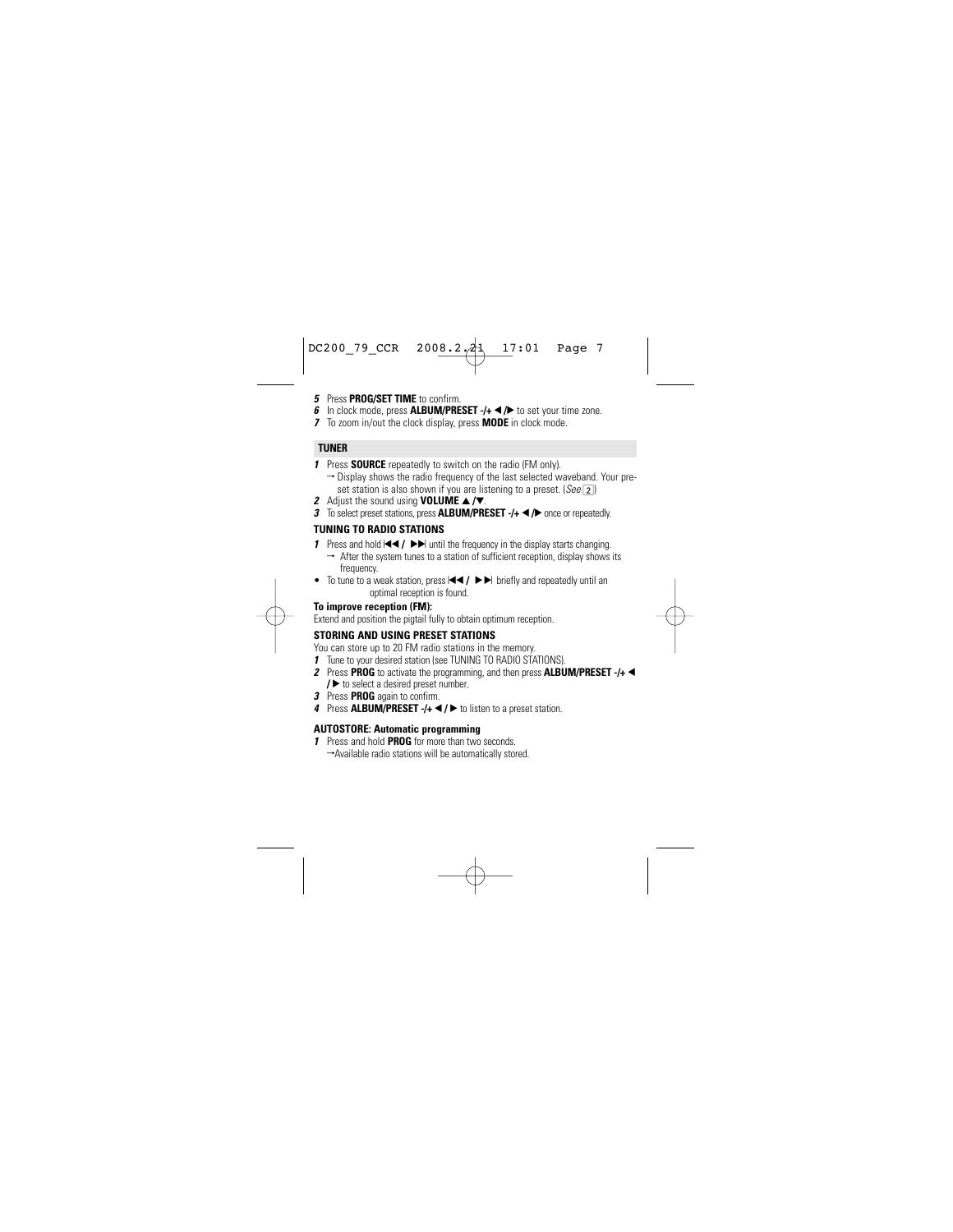*5* Press **PROG/SET TIME** to confirm.

*6* In clock mode, press **ALBUM/PRESET -/+ ◀ /▶** to set your time zone.

*7* To zoom in/out the clock display, press **MODE** in clock mode.

## TUNER

*1* Press **SOURCE** repeatedly to switch on the radio (FM only).
→ Display shows the radio frequency of the last selected waveband. Your preset station is also shown if you are listening to a preset. (*See* 2)

*2* Adjust the sound using **VOLUME ▲ /▼**.

*3* To select preset stations, press **ALBUM/PRESET -/+ ◀ /▶** once or repeatedly.

### TUNING TO RADIO STATIONS

*1* Press and hold **⏮ / ⏭** until the frequency in the display starts changing.
→ After the system tunes to a station of sufficient reception, display shows its frequency.

- To tune to a weak station, press **⏮ / ⏭** briefly and repeatedly until an optimal reception is found.

**To improve reception (FM):**

Extend and position the pigtail fully to obtain optimum reception.

### STORING AND USING PRESET STATIONS

You can store up to 20 FM radio stations in the memory.

*1* Tune to your desired station (see TUNING TO RADIO STATIONS).

*2* Press **PROG** to activate the programming, and then press **ALBUM/PRESET -/+ ◀ / ▶** to select a desired preset number.

*3* Press **PROG** again to confirm.

*4* Press **ALBUM/PRESET -/+ ◀ / ▶** to listen to a preset station.

### AUTOSTORE: Automatic programming

*1* Press and hold **PROG** for more than two seconds.
→Available radio stations will be automatically stored.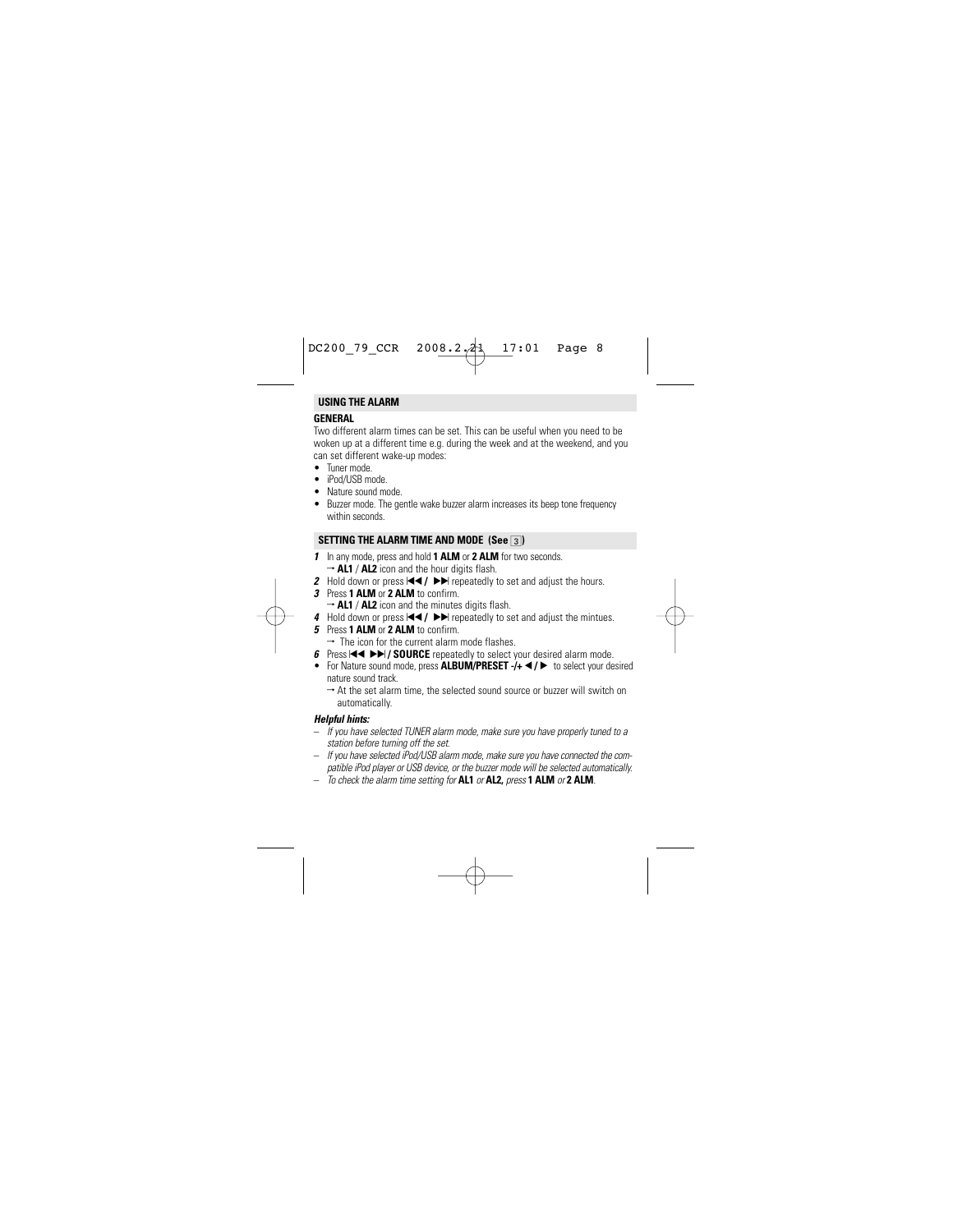## USING THE ALARM

### GENERAL

Two different alarm times can be set. This can be useful when you need to be woken up at a different time e.g. during the week and at the weekend, and you can set different wake-up modes:

- Tuner mode.
- iPod/USB mode.
- Nature sound mode.
- Buzzer mode. The gentle wake buzzer alarm increases its beep tone frequency within seconds.

## SETTING THE ALARM TIME AND MODE (See 3)

***1*** In any mode, press and hold **1 ALM** or **2 ALM** for two seconds.
→ **AL1** / **AL2** icon and the hour digits flash.

***2*** Hold down or press **|◀◀ / ▶▶|** repeatedly to set and adjust the hours.

***3*** Press **1 ALM** or **2 ALM** to confirm.
→ **AL1** / **AL2** icon and the minutes digits flash.

***4*** Hold down or press **|◀◀ / ▶▶|** repeatedly to set and adjust the mintues.

***5*** Press **1 ALM** or **2 ALM** to confirm.
→ The icon for the current alarm mode flashes.

***6*** Press **|◀◀ ▶▶| / SOURCE** repeatedly to select your desired alarm mode.

- For Nature sound mode, press **ALBUM/PRESET -/+ ◀ / ▶** to select your desired nature sound track.
→ At the set alarm time, the selected sound source or buzzer will switch on automatically.

***Helpful hints:***

– *If you have selected TUNER alarm mode, make sure you have properly tuned to a station before turning off the set.*
– *If you have selected iPod/USB alarm mode, make sure you have connected the compatible iPod player or USB device, or the buzzer mode will be selected automatically.*
– *To check the alarm time setting for* **AL1** *or* **AL2,** *press* **1 ALM** *or* **2 ALM**.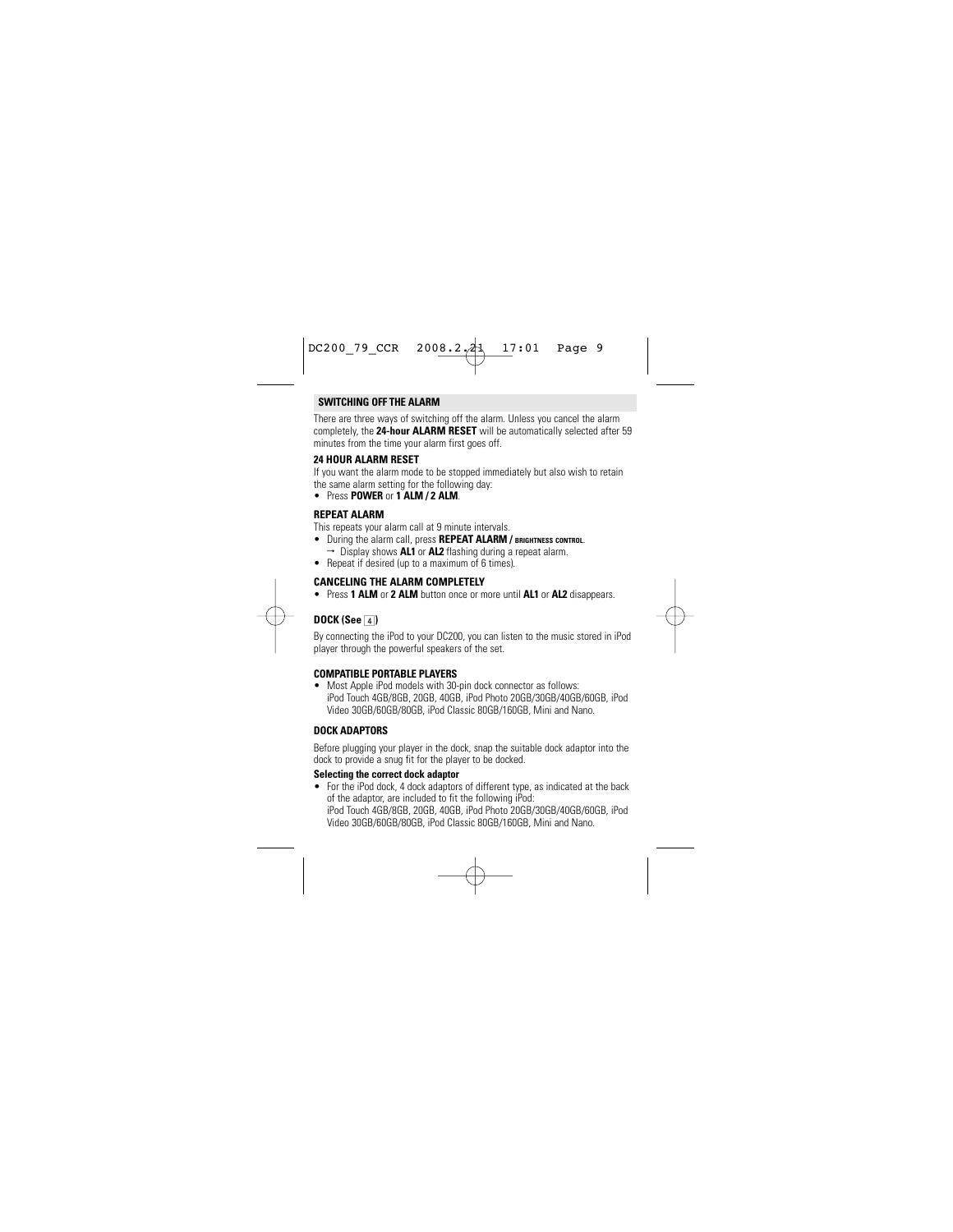## SWITCHING OFF THE ALARM

There are three ways of switching off the alarm. Unless you cancel the alarm completely, the **24-hour ALARM RESET** will be automatically selected after 59 minutes from the time your alarm first goes off.

### 24 HOUR ALARM RESET

If you want the alarm mode to be stopped immediately but also wish to retain the same alarm setting for the following day:

- Press **POWER** or **1 ALM / 2 ALM**.

### REPEAT ALARM

This repeats your alarm call at 9 minute intervals.

- During the alarm call, press **REPEAT ALARM / BRIGHTNESS CONTROL**.
  → Display shows **AL1** or **AL2** flashing during a repeat alarm.
- Repeat if desired (up to a maximum of 6 times).

### CANCELING THE ALARM COMPLETELY

- Press **1 ALM** or **2 ALM** button once or more until **AL1** or **AL2** disappears.

### DOCK (See 4)

By connecting the iPod to your DC200, you can listen to the music stored in iPod player through the powerful speakers of the set.

### COMPATIBLE PORTABLE PLAYERS

- Most Apple iPod models with 30-pin dock connector as follows:
  iPod Touch 4GB/8GB, 20GB, 40GB, iPod Photo 20GB/30GB/40GB/60GB, iPod Video 30GB/60GB/80GB, iPod Classic 80GB/160GB, Mini and Nano.

### DOCK ADAPTORS

Before plugging your player in the dock, snap the suitable dock adaptor into the dock to provide a snug fit for the player to be docked.

**Selecting the correct dock adaptor**

- For the iPod dock, 4 dock adaptors of different type, as indicated at the back of the adaptor, are included to fit the following iPod:
  iPod Touch 4GB/8GB, 20GB, 40GB, iPod Photo 20GB/30GB/40GB/60GB, iPod Video 30GB/60GB/80GB, iPod Classic 80GB/160GB, Mini and Nano.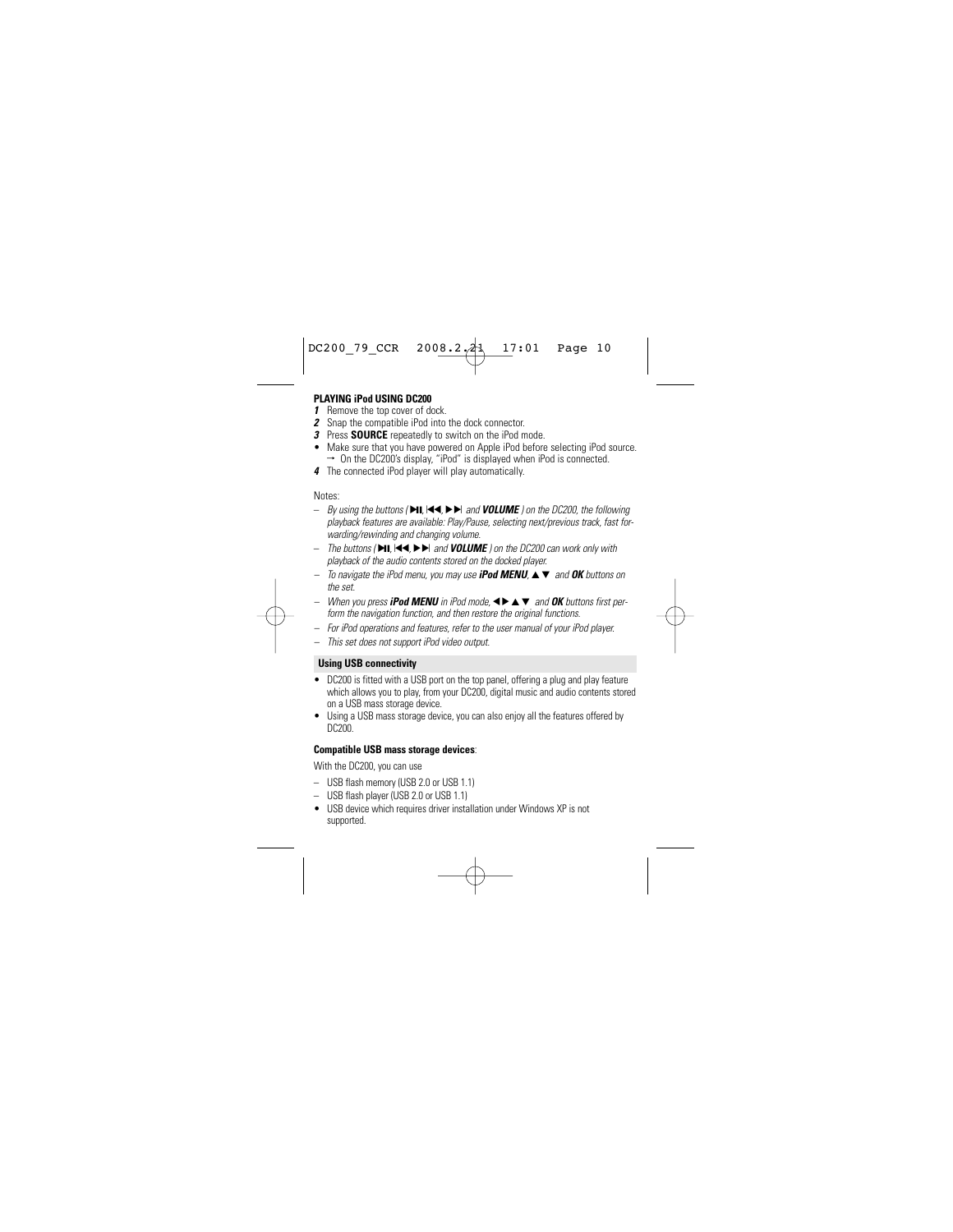**PLAYING iPod USING DC200**

***1*** Remove the top cover of dock.
***2*** Snap the compatible iPod into the dock connector.
***3*** Press **SOURCE** repeatedly to switch on the iPod mode.

- Make sure that you have powered on Apple iPod before selecting iPod source.
  → On the DC200's display, "iPod" is displayed when iPod is connected.

***4*** The connected iPod player will play automatically.

Notes:

– *By using the buttons (▶II, I◀◀, ▶▶I and **VOLUME** ) on the DC200, the following playback features are available: Play/Pause, selecting next/previous track, fast forwarding/rewinding and changing volume.*
– *The buttons (▶II, I◀◀, ▶▶I and **VOLUME** ) on the DC200 can work only with playback of the audio contents stored on the docked player.*
– *To navigate the iPod menu, you may use **iPod MENU**, ▲▼ and **OK** buttons on the set.*
– *When you press **iPod MENU** in iPod mode, ◀▶▲▼ and **OK** buttons first perform the navigation function, and then restore the original functions.*
– *For iPod operations and features, refer to the user manual of your iPod player.*
– *This set does not support iPod video output.*

**Using USB connectivity**

- DC200 is fitted with a USB port on the top panel, offering a plug and play feature which allows you to play, from your DC200, digital music and audio contents stored on a USB mass storage device.
- Using a USB mass storage device, you can also enjoy all the features offered by DC200.

**Compatible USB mass storage devices**:

With the DC200, you can use

– USB flash memory (USB 2.0 or USB 1.1)
– USB flash player (USB 2.0 or USB 1.1)

- USB device which requires driver installation under Windows XP is not supported.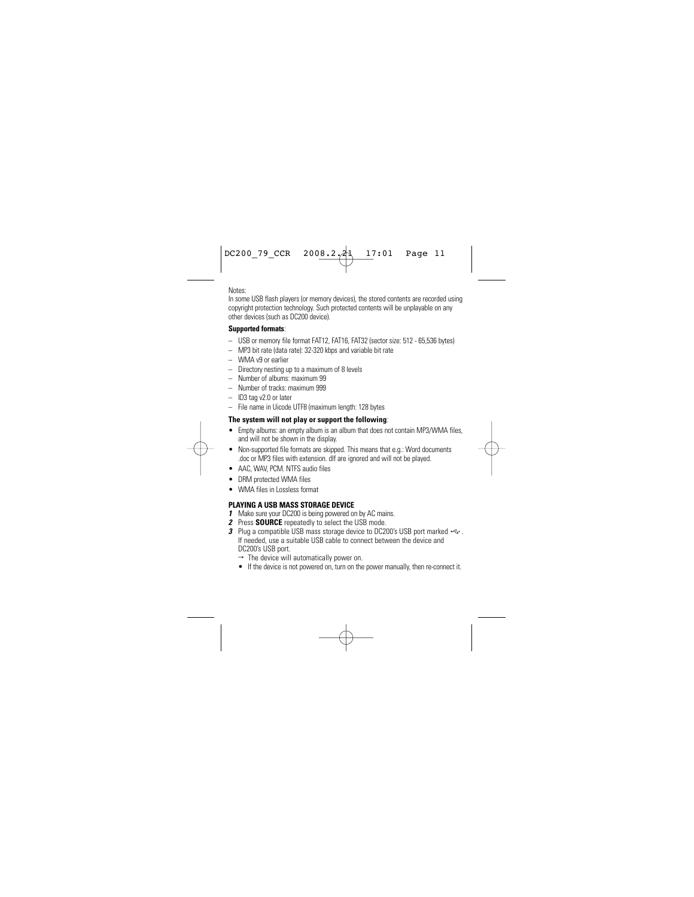Notes:
In some USB flash players (or memory devices), the stored contents are recorded using copyright protection technology. Such protected contents will be unplayable on any other devices (such as DC200 device).

**Supported formats**:

- USB or memory file format FAT12, FAT16, FAT32 (sector size: 512 - 65,536 bytes)
- MP3 bit rate (data rate): 32-320 kbps and variable bit rate
- WMA v9 or earlier
- Directory nesting up to a maximum of 8 levels
- Number of albums: maximum 99
- Number of tracks: maximum 999
- ID3 tag v2.0 or later
- File name in Uicode UTF8 (maximum length: 128 bytes

**The system will not play or support the following**:

- Empty albums: an empty album is an album that does not contain MP3/WMA files, and will not be shown in the display.
- Non-supported file formats are skipped. This means that e.g.: Word documents .doc or MP3 files with extension. dlf are ignored and will not be played.
- AAC, WAV, PCM. NTFS audio files
- DRM protected WMA files
- WMA files in Lossless format

**PLAYING A USB MASS STORAGE DEVICE**

1. Make sure your DC200 is being powered on by AC mains.
2. Press **SOURCE** repeatedly to select the USB mode.
3. Plug a compatible USB mass storage device to DC200's USB port marked ⭠. If needed, use a suitable USB cable to connect between the device and DC200's USB port.
   → The device will automatically power on.
   - If the device is not powered on, turn on the power manually, then re-connect it.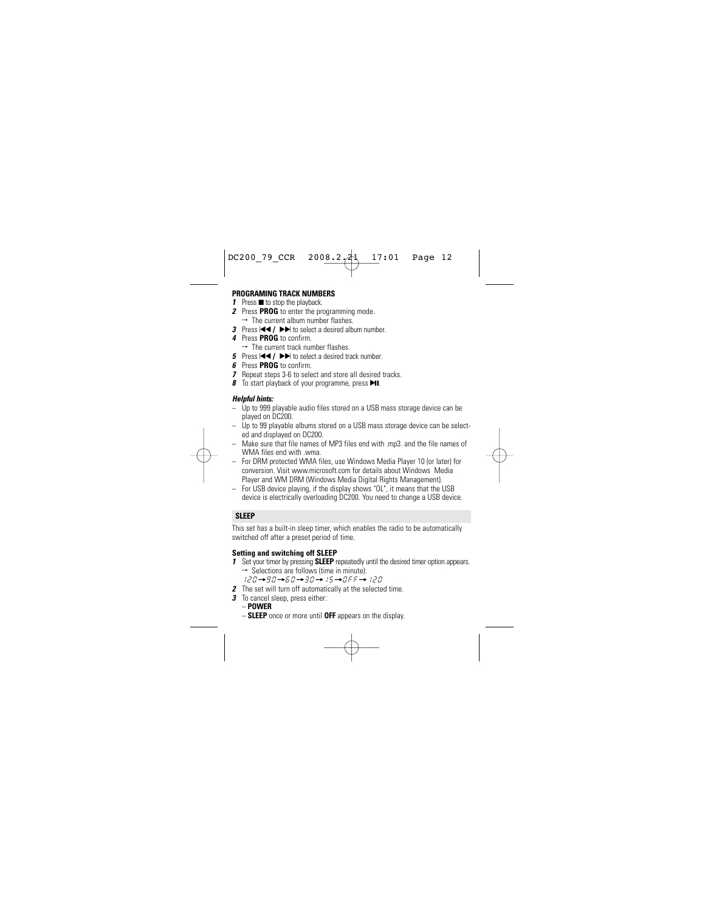### PROGRAMING TRACK NUMBERS

1. Press ■ to stop the playback.
2. Press **PROG** to enter the programming mode.
   → The current album number flashes.
3. Press |◀◀ / ▶▶| to select a desired album number.
4. Press **PROG** to confirm.
   → The current track number flashes.
5. Press |◀◀ / ▶▶| to select a desired track number.
6. Press **PROG** to confirm.
7. Repeat steps 3-6 to select and store all desired tracks.
8. To start playback of your programme, press ▶II.

***Helpful hints:***

- Up to 999 playable audio files stored on a USB mass storage device can be played on DC200.
- Up to 99 playable albums stored on a USB mass storage device can be selected and displayed on DC200.
- Make sure that file names of MP3 files end with .mp3. and the file names of WMA files end with .wma.
- For DRM protected WMA files, use Windows Media Player 10 (or later) for conversion. Visit www.microsoft.com for details about Windows Media Player and WM DRM (Windows Media Digital Rights Management).
- For USB device playing, if the display shows "OL", it means that the USB device is electrically overloading DC200. You need to change a USB device.

## SLEEP

This set has a built-in sleep timer, which enables the radio to be automatically switched off after a preset period of time.

**Setting and switching off SLEEP**

1. Set your timer by pressing **SLEEP** repeatedly until the desired timer option appears.
   → Selections are follows (time in minute):
   120→90→60→30→15→OFF→120
2. The set will turn off automatically at the selected time.
3. To cancel sleep, press either:
   – **POWER**
   – **SLEEP** once or more until **OFF** appears on the display.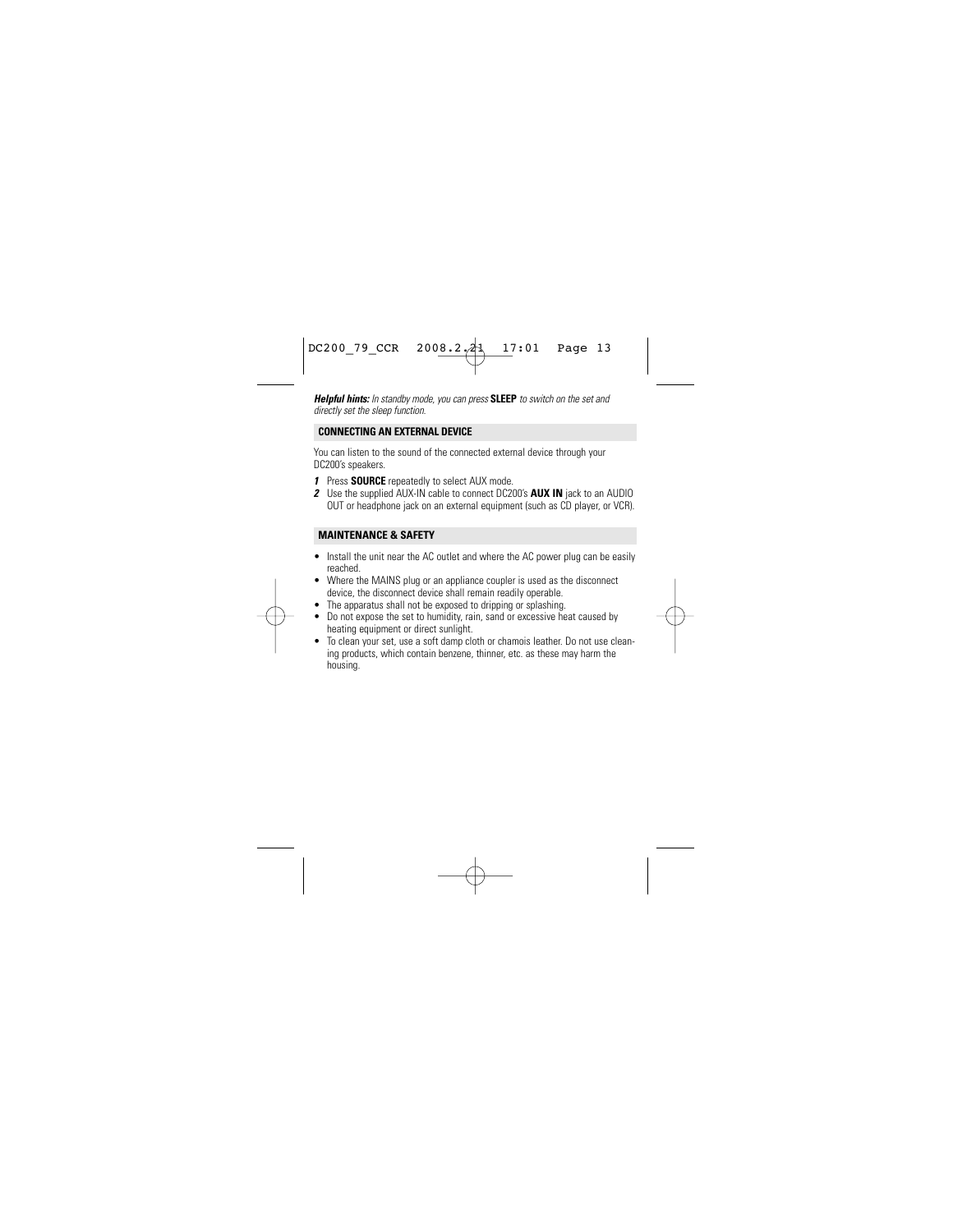***Helpful hints:*** *In standby mode, you can press* **SLEEP** *to switch on the set and directly set the sleep function.*

## CONNECTING AN EXTERNAL DEVICE

You can listen to the sound of the connected external device through your DC200's speakers.

1. Press **SOURCE** repeatedly to select AUX mode.
2. Use the supplied AUX-IN cable to connect DC200's **AUX IN** jack to an AUDIO OUT or headphone jack on an external equipment (such as CD player, or VCR).

## MAINTENANCE & SAFETY

- Install the unit near the AC outlet and where the AC power plug can be easily reached.
- Where the MAINS plug or an appliance coupler is used as the disconnect device, the disconnect device shall remain readily operable.
- The apparatus shall not be exposed to dripping or splashing.
- Do not expose the set to humidity, rain, sand or excessive heat caused by heating equipment or direct sunlight.
- To clean your set, use a soft damp cloth or chamois leather. Do not use cleaning products, which contain benzene, thinner, etc. as these may harm the housing.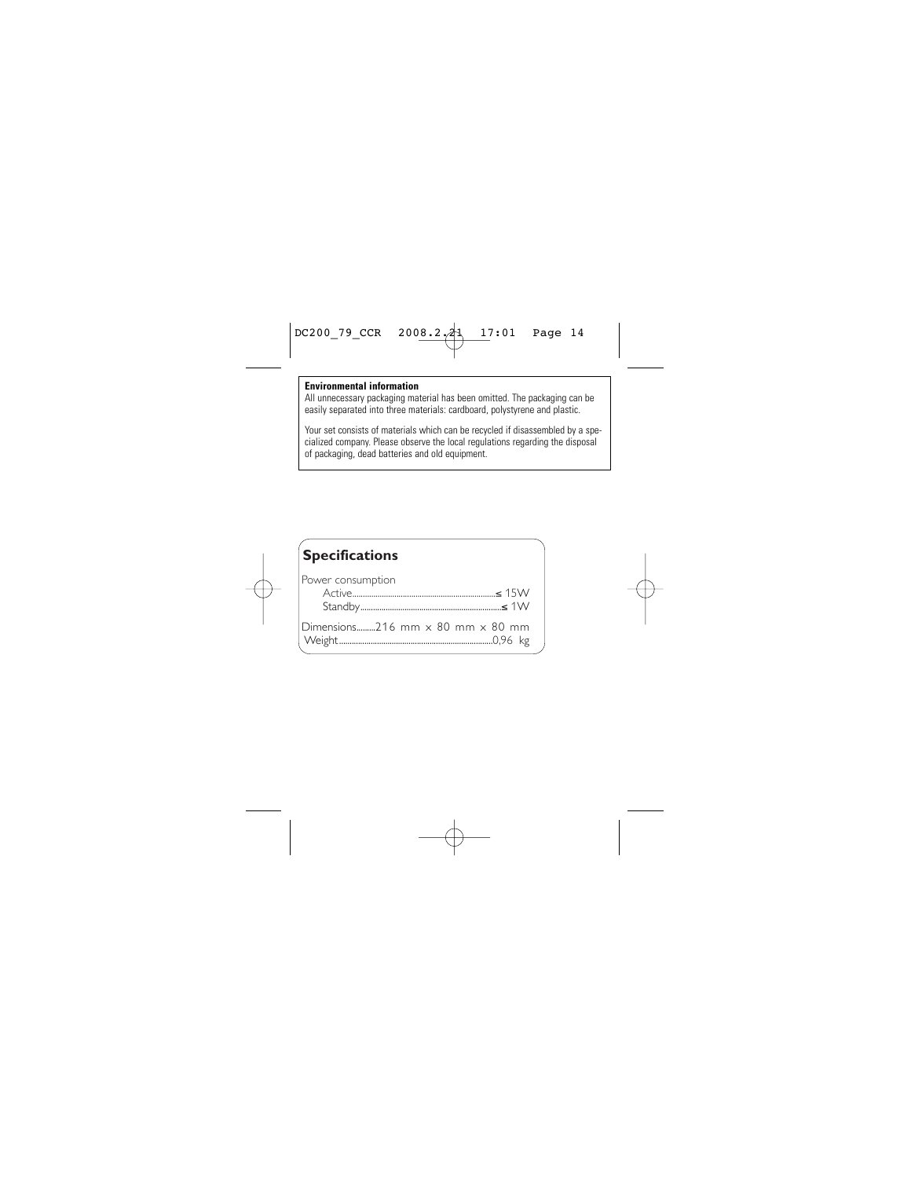**Environmental information**

All unnecessary packaging material has been omitted. The packaging can be easily separated into three materials: cardboard, polystyrene and plastic.

Your set consists of materials which can be recycled if disassembled by a specialized company. Please observe the local regulations regarding the disposal of packaging, dead batteries and old equipment.

## Specifications

Power consumption

Active............................................................≤ 15W

Standby..........................................................≤ 1W

Dimensions.........216 mm × 80 mm × 80 mm

Weight..................................................................0,96 kg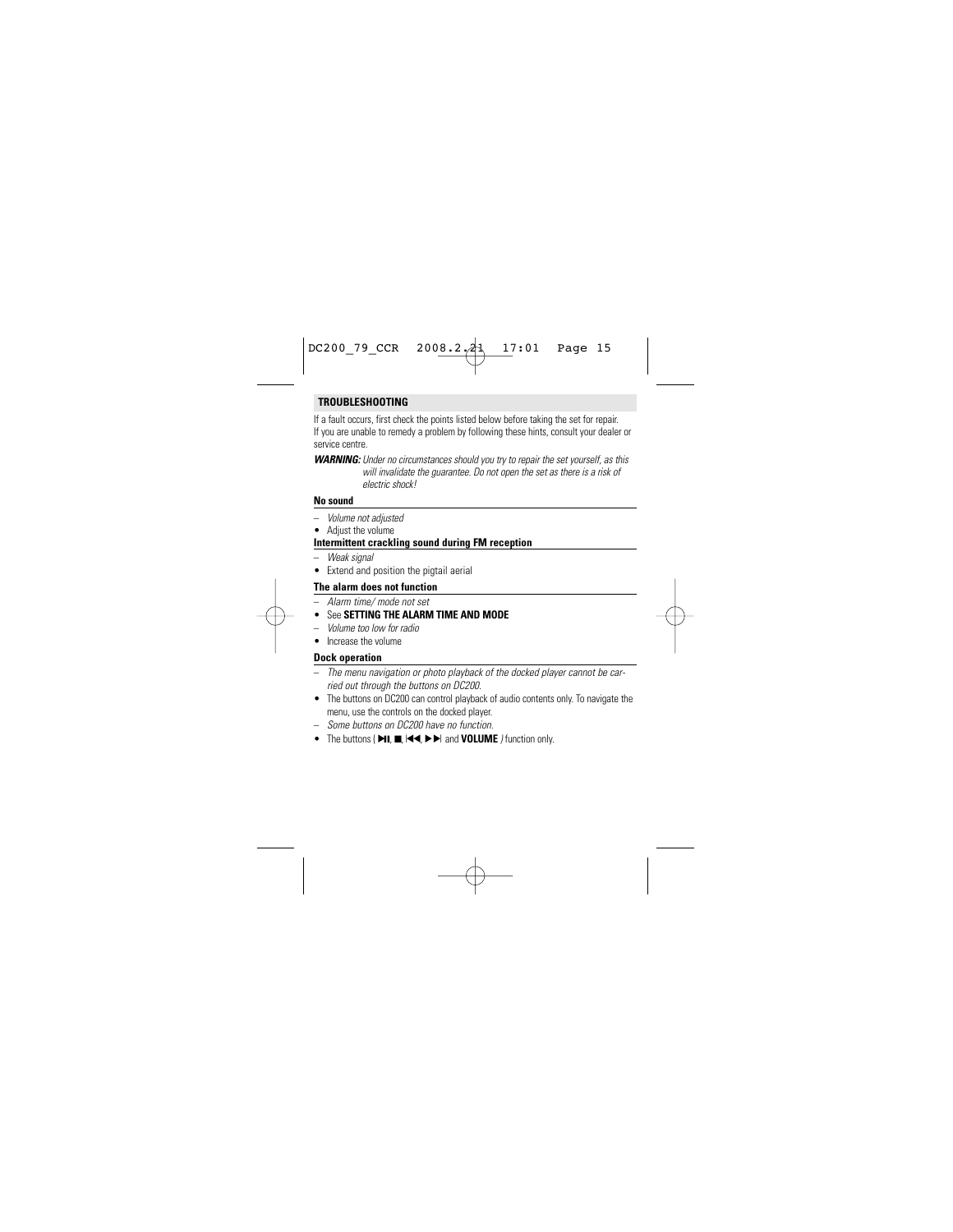## TROUBLESHOOTING

If a fault occurs, first check the points listed below before taking the set for repair. If you are unable to remedy a problem by following these hints, consult your dealer or service centre.

***WARNING:*** *Under no circumstances should you try to repair the set yourself, as this will invalidate the guarantee. Do not open the set as there is a risk of electric shock!*

**No sound**

– *Volume not adjusted*
- Adjust the volume

**Intermittent crackling sound during FM reception**

– *Weak signal*
- Extend and position the pigtail aerial

**The alarm does not function**

– *Alarm time/ mode not set*
- See **SETTING THE ALARM TIME AND MODE**

– *Volume too low for radio*
- Increase the volume

**Dock operation**

– *The menu navigation or photo playback of the docked player cannot be carried out through the buttons on DC200.*
- The buttons on DC200 can control playback of audio contents only. To navigate the menu, use the controls on the docked player.

– *Some buttons on DC200 have no function.*
- The buttons ( **▶II**, **■**, **I◀◀**, **▶▶I** and **VOLUME** ) function only.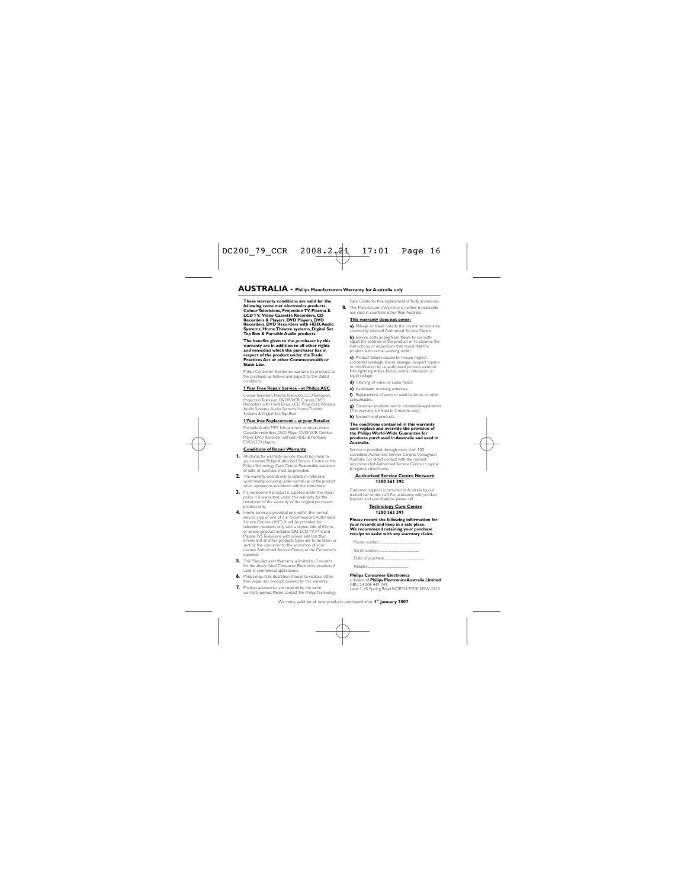# AUSTRALIA - Philips Manufacturers Warranty for Australia only

**These warranty conditions are valid for the following consumer electronics products: Colour Televisions, Projection TV, Plasma & LCD TV, Video Cassette Recorders, CD Recorders & Players, DVD Players, DVD Recorders, DVD Recorders with HDD, Audio Systems, Home Theatre systems, Digital Set Top Box & Portable Audio products.**

**The benefits given to the purchaser by this warranty are in addition to all other rights and remedies which the purchaser has in respect of the product under the Trade Practices Act or other Commonwealth or State Law.**

Philips Consumer Electronics warrants its products to the purchaser as follows and subject to the stated conditions.

**1 Year Free Repair Service - at Philips ASC**

Colour Television, Plasma Television, LCD Television, Projection Television, DVDR/VCR Combo, DVD Recorders with Hard Drive, LCD Projectors, Wireless Audio Systems, Audio Systems, Home Theatre Systems & Digital Set-Top-Box.

**1 Year free Replacement – at your Retailer**

Portable Audio, MP3 Infotainment products, Video Cassette recorders, DVD Player, DVD/VCR Combo Player, DVD Recorder without HDD & Portable DVD/LCD players.

**Conditions of Repair Warranty**

1. All claims for warranty service should be made to your nearest Philips Authorised Service Centre or the Philips Technology Care Centre. Reasonable evidence of date of purchase must be provided.
2. This warranty extends only to defects in material or workmanship occurring under normal use of the product when operated in accordance with the instructions.
3. If a replacement product is supplied under the repair policy it is warranted, under this warranty, for the remainder of the warranty of the original purchased product only.
4. Home service is provided only within the normal service area of one of our recommended Authorised Service Centres (ASC). It will be provided for television receivers only with a screen side of 67cms or above (product includes CRT, LCD TV, PTV, and Plasma TV). Televisions with screen side less than 67cms and all other products types are to be taken or sent by the consumer to the workshop of your nearest Authorised Service Centre, at the Consumer's expense.
5. This Manufacturers Warranty is limited to 3 months for the above listed Consumer Electronics products if used in commercial applications.
6. Philips may, at its discretion choose to replace rather than repair any product covered by this warranty.
7. Product accessories are covered by the same warranty period. Please contact the Philips Technology Care Centre for free replacement of faulty accessories.
8. This Manufacturers Warranty is neither transferable nor valid in countries other than Australia.

**This warranty does not cover:**

**a)** Mileage or travel outside the normal service area covered by selected Authorised Service Centre.

**b)** Service costs arising from failure to correctly adjust the controls of the product or to observe the instructions, or inspections that reveal that the product is in normal working order.

**c)** Product failures caused by misuse, neglect, accidental breakage, transit damage, inexpert repairs or modification by un-authorised persons, external fires, lightning strikes, floods, vermin infestation or liquid spillage.

**d)** Cleaning of video or audio heads.

**e)** Inadequate receiving antennae.

**f)** Replacement of worn or used batteries or other consumables.

**g)** Consumer products used in commercial applications (This warranty is limited to 3 months only).

**h)** Second hand products.

**The conditions contained in this warranty card replace and override the provision of the Philips World-Wide Guarantee for products purchased in Australia and used in Australia.**

Service is provided through more than 100 accredited Authorised Service Centres throughout Australia. For direct contact with the nearest recommended Authorised Service Centre in capital & regional cities/towns

**Authorised Service Centre Network**
**1300 361 392**

Customer support is provided in Australia by our trained call centre staff. For assistance with product features and specifications, please call

**Technology Care Centre**
**1300 363 391**

**Please record the following information for your records and keep in a safe place. We recommend retaining your purchase receipt to assist with any warranty claim.**

Model number:..................................................

Serial number:..................................................

Date of purchase:..................................................

Retailer:..................................................

**Philips Consumer Electronics**
a division of **Philips Electronics Australia Limited**
ABN 24 008 445 743,
Level 1, 65 Epping Road NORTH RYDE NSW 2113.

Warranty valid for all new products purchased after **1st January 2007**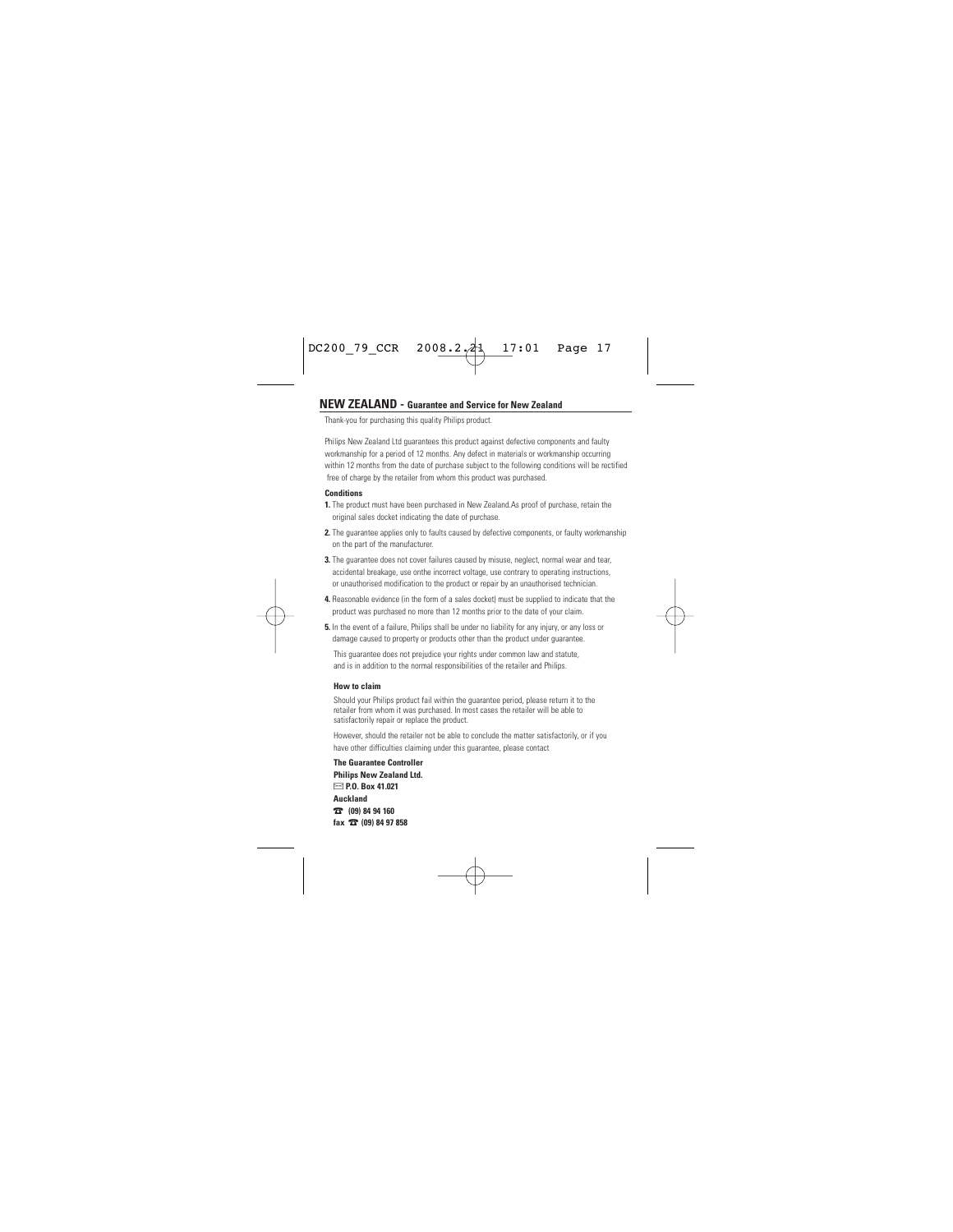## NEW ZEALAND - Guarantee and Service for New Zealand

Thank-you for purchasing this quality Philips product.

Philips New Zealand Ltd guarantees this product against defective components and faulty workmanship for a period of 12 months. Any defect in materials or workmanship occurring within 12 months from the date of purchase subject to the following conditions will be rectified free of charge by the retailer from whom this product was purchased.

**Conditions**

**1.** The product must have been purchased in New Zealand.As proof of purchase, retain the original sales docket indicating the date of purchase.

**2.** The guarantee applies only to faults caused by defective components, or faulty workmanship on the part of the manufacturer.

**3.** The guarantee does not cover failures caused by misuse, neglect, normal wear and tear, accidental breakage, use onthe incorrect voltage, use contrary to operating instructions, or unauthorised modification to the product or repair by an unauthorised technician.

**4.** Reasonable evidence (in the form of a sales docket) must be supplied to indicate that the product was purchased no more than 12 months prior to the date of your claim.

**5.** In the event of a failure, Philips shall be under no liability for any injury, or any loss or damage caused to property or products other than the product under guarantee.

This guarantee does not prejudice your rights under common law and statute, and is in addition to the normal responsibilities of the retailer and Philips.

**How to claim**

Should your Philips product fail within the guarantee period, please return it to the retailer from whom it was purchased. In most cases the retailer will be able to satisfactorily repair or replace the product.

However, should the retailer not be able to conclude the matter satisfactorily, or if you have other difficulties claiming under this guarantee, please contact

**The Guarantee Controller**
**Philips New Zealand Ltd.**
✉ **P.O. Box 41.021**
**Auckland**
☎ **(09) 84 94 160**
**fax ☎ (09) 84 97 858**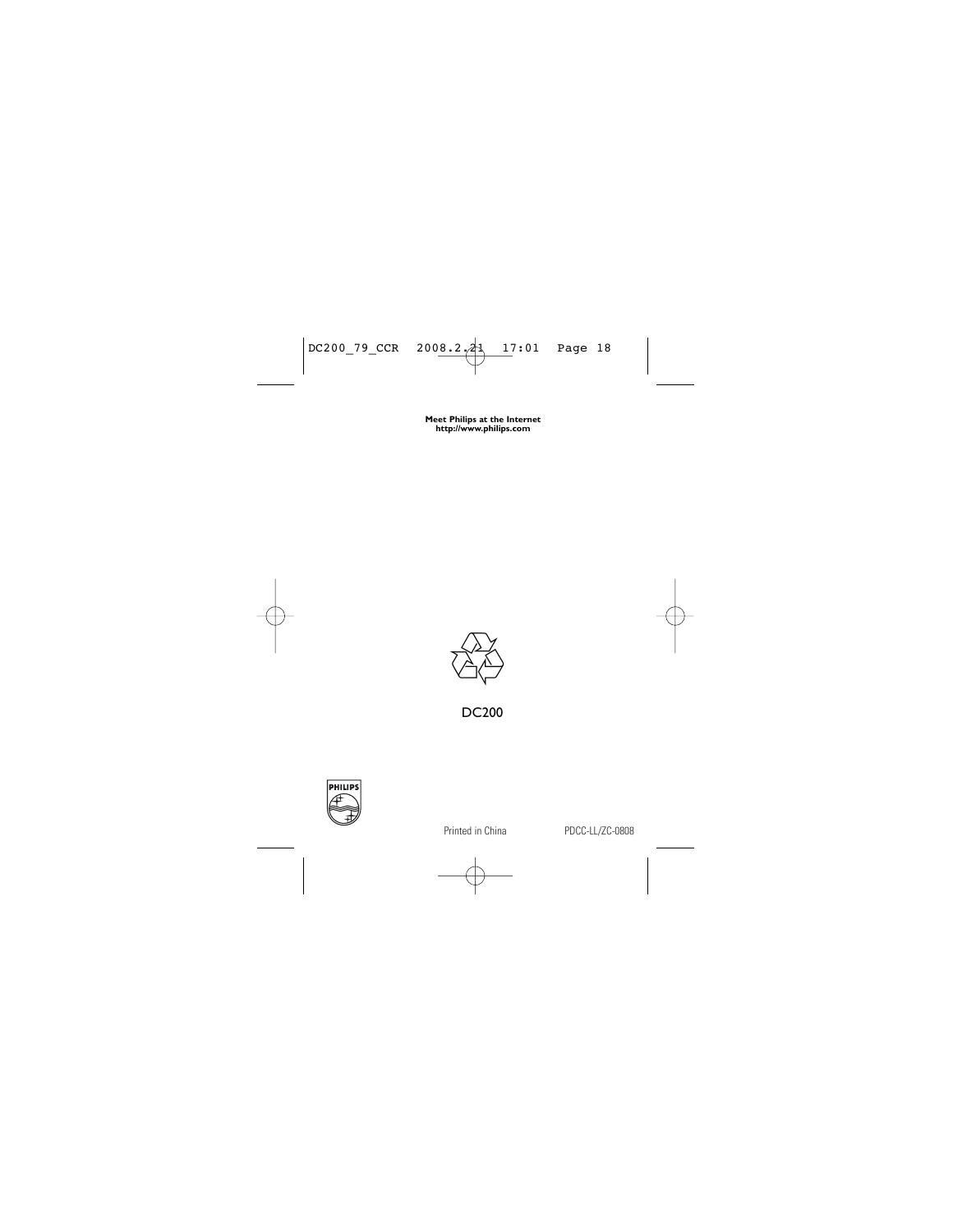**Meet Philips at the Internet**
**http://www.philips.com**

DC200

Printed in China

PDCC-LL/ZC-0808